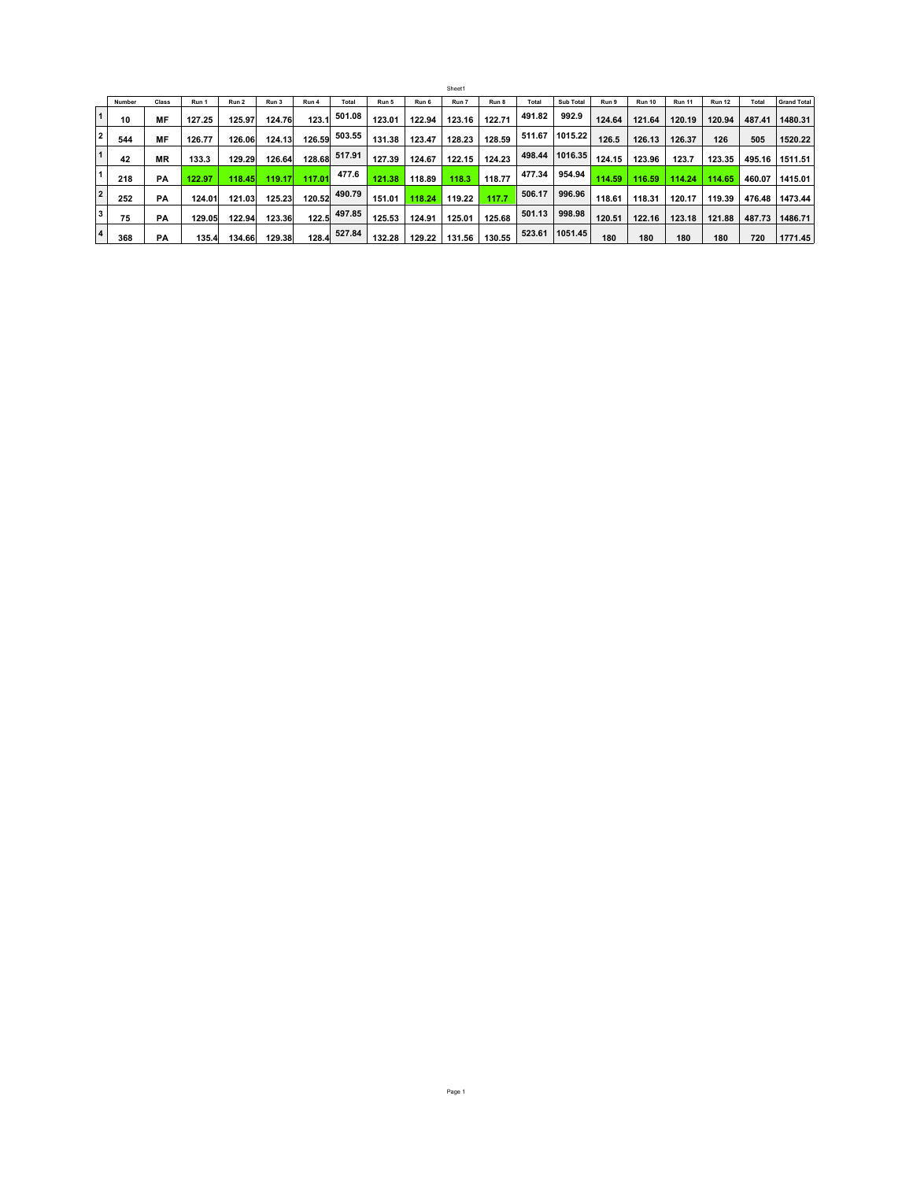| | Number | Class | Run 1 | Run 2 | Run 3 | Run 4 | Total | Run 5 | Run 6 | Run 7 | Run 8 | Total | Sub Total | Run 9 | Run 10 | Run 11 | Run 12 | Total | Grand Total |
|---|---|---|---|---|---|---|---|---|---|---|---|---|---|---|---|---|---|---|---|
| 1 | 10 | MF | 127.25 | 125.97 | 124.76 | 123.1 | 501.08 | 123.01 | 122.94 | 123.16 | 122.71 | 491.82 | 992.9 | 124.64 | 121.64 | 120.19 | 120.94 | 487.41 | 1480.31 |
| 2 | 544 | MF | 126.77 | 126.06 | 124.13 | 126.59 | 503.55 | 131.38 | 123.47 | 128.23 | 128.59 | 511.67 | 1015.22 | 126.5 | 126.13 | 126.37 | 126 | 505 | 1520.22 |
| 1 | 42 | MR | 133.3 | 129.29 | 126.64 | 128.68 | 517.91 | 127.39 | 124.67 | 122.15 | 124.23 | 498.44 | 1016.35 | 124.15 | 123.96 | 123.7 | 123.35 | 495.16 | 1511.51 |
| 1 | 218 | PA | 122.97 | 118.45 | 119.17 | 117.01 | 477.6 | 121.38 | 118.89 | 118.3 | 118.77 | 477.34 | 954.94 | 114.59 | 116.59 | 114.24 | 114.65 | 460.07 | 1415.01 |
| 2 | 252 | PA | 124.01 | 121.03 | 125.23 | 120.52 | 490.79 | 151.01 | 118.24 | 119.22 | 117.7 | 506.17 | 996.96 | 118.61 | 118.31 | 120.17 | 119.39 | 476.48 | 1473.44 |
| 3 | 75 | PA | 129.05 | 122.94 | 123.36 | 122.5 | 497.85 | 125.53 | 124.91 | 125.01 | 125.68 | 501.13 | 998.98 | 120.51 | 122.16 | 123.18 | 121.88 | 487.73 | 1486.71 |
| 4 | 368 | PA | 135.4 | 134.66 | 129.38 | 128.4 | 527.84 | 132.28 | 129.22 | 131.56 | 130.55 | 523.61 | 1051.45 | 180 | 180 | 180 | 180 | 720 | 1771.45 |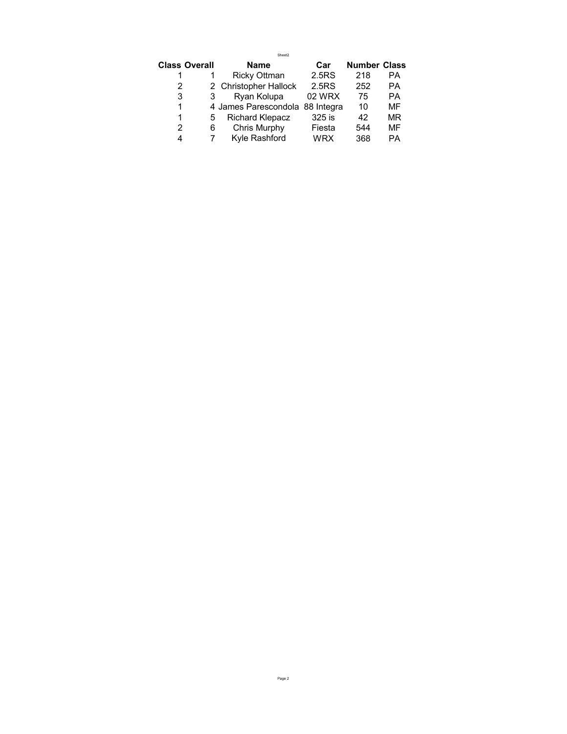| Class | Overall | Name | Car | Number | Class |
|---|---|---|---|---|---|
| 1 | 1 | Ricky Ottman | 2.5RS | 218 | PA |
| 2 | 2 | Christopher Hallock | 2.5RS | 252 | PA |
| 3 | 3 | Ryan Kolupa | 02 WRX | 75 | PA |
| 1 | 4 | James Parescondola | 88 Integra | 10 | MF |
| 1 | 5 | Richard Klepacz | 325 is | 42 | MR |
| 2 | 6 | Chris Murphy | Fiesta | 544 | MF |
| 4 | 7 | Kyle Rashford | WRX | 368 | PA |